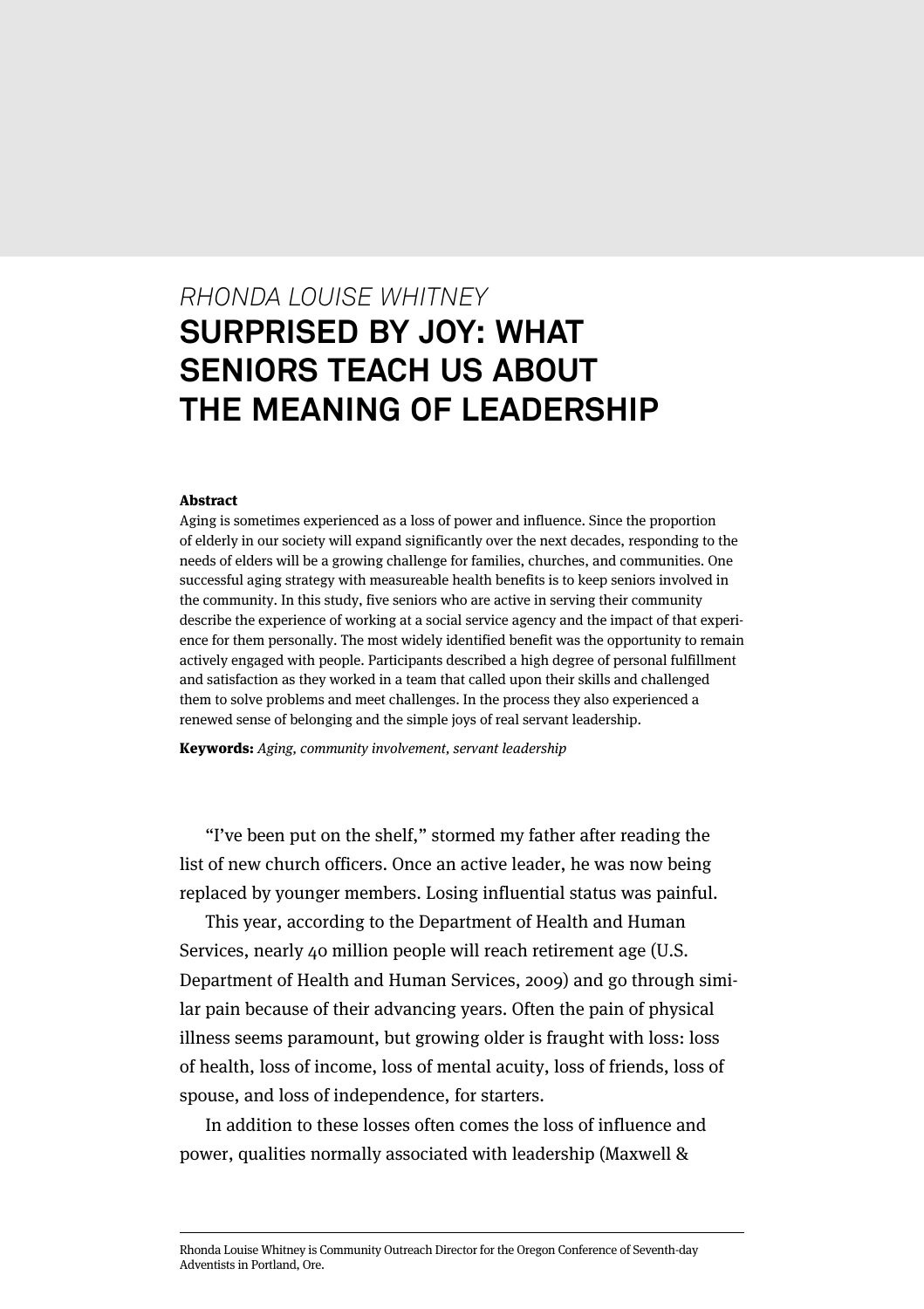*RHONDA LOUISE WHITNEY*

# SURPRISED BY JOY: WHAT SENIORS TEACH US ABOUT THE MEANING OF LEADERSHIP

**Abstract**

Aging is sometimes experienced as a loss of power and influence. Since the proportion of elderly in our society will expand significantly over the next decades, responding to the needs of elders will be a growing challenge for families, churches, and communities. One successful aging strategy with measureable health benefits is to keep seniors involved in the community. In this study, five seniors who are active in serving their community describe the experience of working at a social service agency and the impact of that experience for them personally. The most widely identified benefit was the opportunity to remain actively engaged with people. Participants described a high degree of personal fulfillment and satisfaction as they worked in a team that called upon their skills and challenged them to solve problems and meet challenges. In the process they also experienced a renewed sense of belonging and the simple joys of real servant leadership.

**Keywords:** *Aging, community involvement, servant leadership*

"I've been put on the shelf," stormed my father after reading the list of new church officers. Once an active leader, he was now being replaced by younger members. Losing influential status was painful.

This year, according to the Department of Health and Human Services, nearly 40 million people will reach retirement age (U.S. Department of Health and Human Services, 2009) and go through similar pain because of their advancing years. Often the pain of physical illness seems paramount, but growing older is fraught with loss: loss of health, loss of income, loss of mental acuity, loss of friends, loss of spouse, and loss of independence, for starters.

In addition to these losses often comes the loss of influence and power, qualities normally associated with leadership (Maxwell &

Rhonda Louise Whitney is Community Outreach Director for the Oregon Conference of Seventh-day Adventists in Portland, Ore.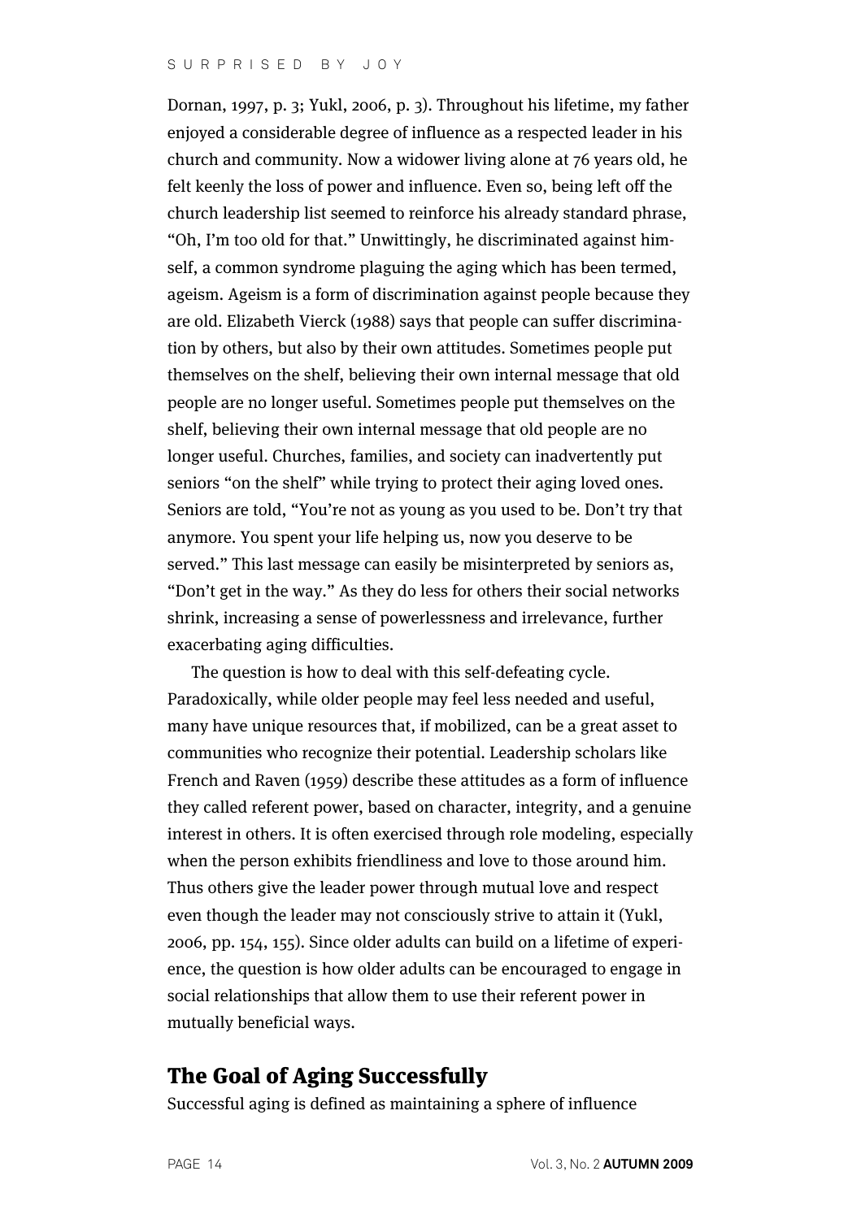Dornan, 1997, p. 3; Yukl, 2006, p. 3). Throughout his lifetime, my father enjoyed a considerable degree of influence as a respected leader in his church and community. Now a widower living alone at 76 years old, he felt keenly the loss of power and influence. Even so, being left off the church leadership list seemed to reinforce his already standard phrase, "Oh, I'm too old for that." Unwittingly, he discriminated against himself, a common syndrome plaguing the aging which has been termed, ageism. Ageism is a form of discrimination against people because they are old. Elizabeth Vierck (1988) says that people can suffer discrimination by others, but also by their own attitudes. Sometimes people put themselves on the shelf, believing their own internal message that old people are no longer useful. Sometimes people put themselves on the shelf, believing their own internal message that old people are no longer useful. Churches, families, and society can inadvertently put seniors "on the shelf" while trying to protect their aging loved ones. Seniors are told, "You're not as young as you used to be. Don't try that anymore. You spent your life helping us, now you deserve to be served." This last message can easily be misinterpreted by seniors as, "Don't get in the way." As they do less for others their social networks shrink, increasing a sense of powerlessness and irrelevance, further exacerbating aging difficulties.

The question is how to deal with this self-defeating cycle. Paradoxically, while older people may feel less needed and useful, many have unique resources that, if mobilized, can be a great asset to communities who recognize their potential. Leadership scholars like French and Raven (1959) describe these attitudes as a form of influence they called referent power, based on character, integrity, and a genuine interest in others. It is often exercised through role modeling, especially when the person exhibits friendliness and love to those around him. Thus others give the leader power through mutual love and respect even though the leader may not consciously strive to attain it (Yukl, 2006, pp. 154, 155). Since older adults can build on a lifetime of experience, the question is how older adults can be encouraged to engage in social relationships that allow them to use their referent power in mutually beneficial ways.

## The Goal of Aging Successfully

Successful aging is defined as maintaining a sphere of influence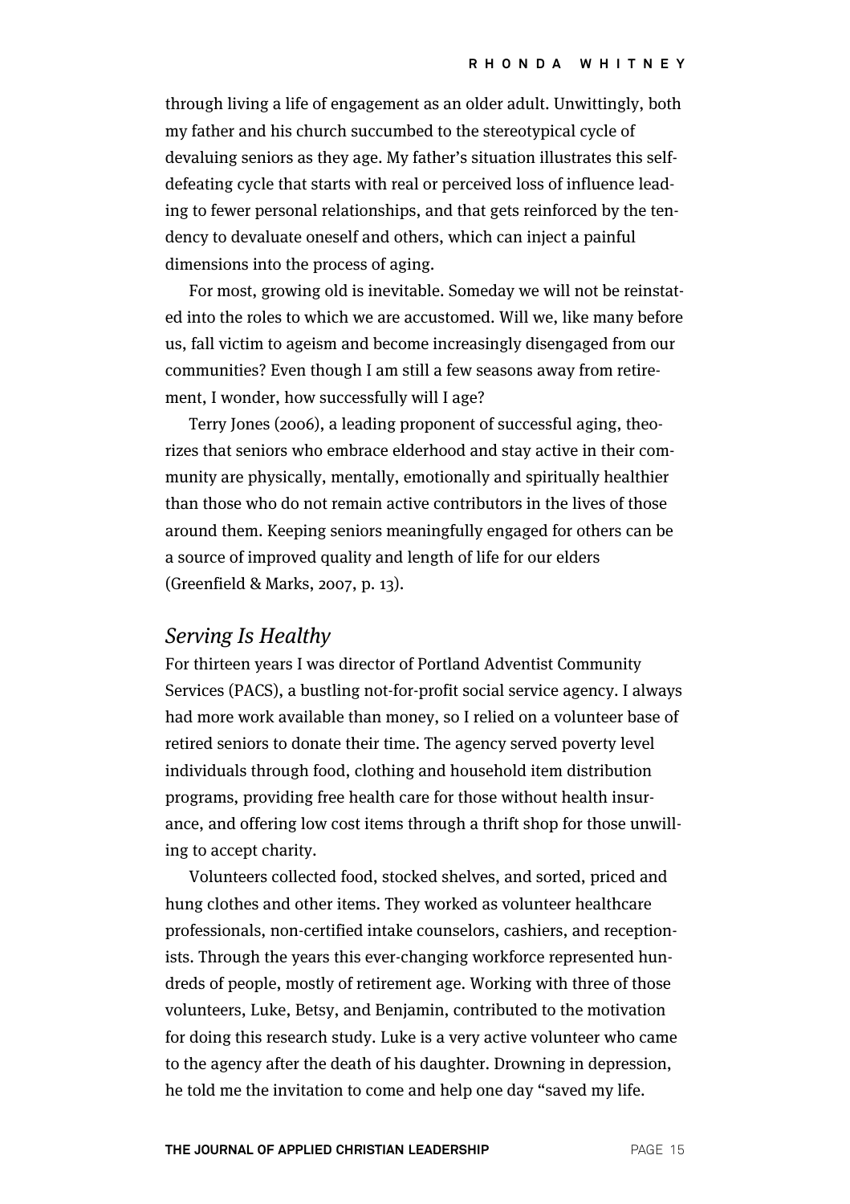through living a life of engagement as an older adult. Unwittingly, both my father and his church succumbed to the stereotypical cycle of devaluing seniors as they age. My father's situation illustrates this self-defeating cycle that starts with real or perceived loss of influence leading to fewer personal relationships, and that gets reinforced by the tendency to devaluate oneself and others, which can inject a painful dimensions into the process of aging.

For most, growing old is inevitable. Someday we will not be reinstated into the roles to which we are accustomed. Will we, like many before us, fall victim to ageism and become increasingly disengaged from our communities? Even though I am still a few seasons away from retirement, I wonder, how successfully will I age?

Terry Jones (2006), a leading proponent of successful aging, theorizes that seniors who embrace elderhood and stay active in their community are physically, mentally, emotionally and spiritually healthier than those who do not remain active contributors in the lives of those around them. Keeping seniors meaningfully engaged for others can be a source of improved quality and length of life for our elders (Greenfield & Marks, 2007, p. 13).

## *Serving Is Healthy*

For thirteen years I was director of Portland Adventist Community Services (PACS), a bustling not-for-profit social service agency. I always had more work available than money, so I relied on a volunteer base of retired seniors to donate their time. The agency served poverty level individuals through food, clothing and household item distribution programs, providing free health care for those without health insurance, and offering low cost items through a thrift shop for those unwilling to accept charity.

Volunteers collected food, stocked shelves, and sorted, priced and hung clothes and other items. They worked as volunteer healthcare professionals, non-certified intake counselors, cashiers, and receptionists. Through the years this ever-changing workforce represented hundreds of people, mostly of retirement age. Working with three of those volunteers, Luke, Betsy, and Benjamin, contributed to the motivation for doing this research study. Luke is a very active volunteer who came to the agency after the death of his daughter. Drowning in depression, he told me the invitation to come and help one day "saved my life.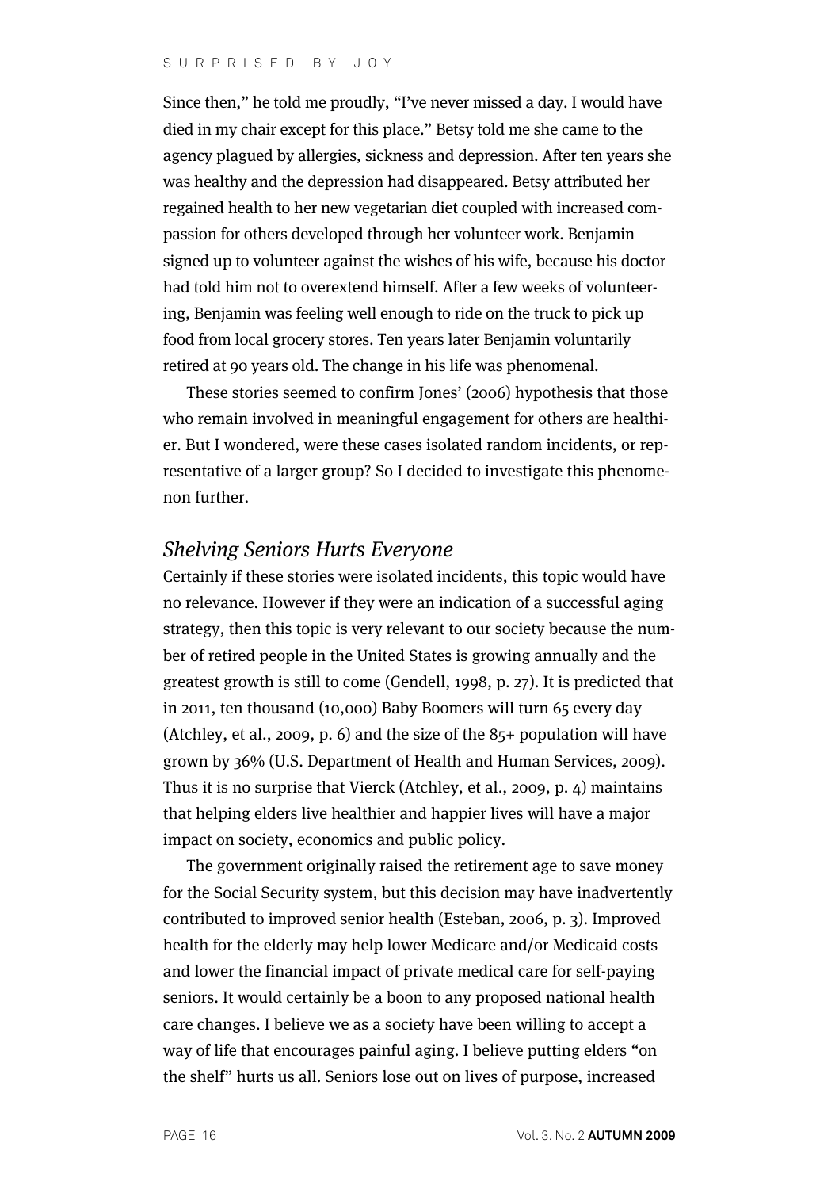Since then," he told me proudly, "I've never missed a day. I would have died in my chair except for this place." Betsy told me she came to the agency plagued by allergies, sickness and depression. After ten years she was healthy and the depression had disappeared. Betsy attributed her regained health to her new vegetarian diet coupled with increased compassion for others developed through her volunteer work. Benjamin signed up to volunteer against the wishes of his wife, because his doctor had told him not to overextend himself. After a few weeks of volunteering, Benjamin was feeling well enough to ride on the truck to pick up food from local grocery stores. Ten years later Benjamin voluntarily retired at 90 years old. The change in his life was phenomenal.

These stories seemed to confirm Jones' (2006) hypothesis that those who remain involved in meaningful engagement for others are healthier. But I wondered, were these cases isolated random incidents, or representative of a larger group? So I decided to investigate this phenomenon further.

## *Shelving Seniors Hurts Everyone*

Certainly if these stories were isolated incidents, this topic would have no relevance. However if they were an indication of a successful aging strategy, then this topic is very relevant to our society because the number of retired people in the United States is growing annually and the greatest growth is still to come (Gendell, 1998, p. 27). It is predicted that in 2011, ten thousand (10,000) Baby Boomers will turn 65 every day (Atchley, et al., 2009, p. 6) and the size of the 85+ population will have grown by 36% (U.S. Department of Health and Human Services, 2009). Thus it is no surprise that Vierck (Atchley, et al., 2009, p. 4) maintains that helping elders live healthier and happier lives will have a major impact on society, economics and public policy.

The government originally raised the retirement age to save money for the Social Security system, but this decision may have inadvertently contributed to improved senior health (Esteban, 2006, p. 3). Improved health for the elderly may help lower Medicare and/or Medicaid costs and lower the financial impact of private medical care for self-paying seniors. It would certainly be a boon to any proposed national health care changes. I believe we as a society have been willing to accept a way of life that encourages painful aging. I believe putting elders "on the shelf" hurts us all. Seniors lose out on lives of purpose, increased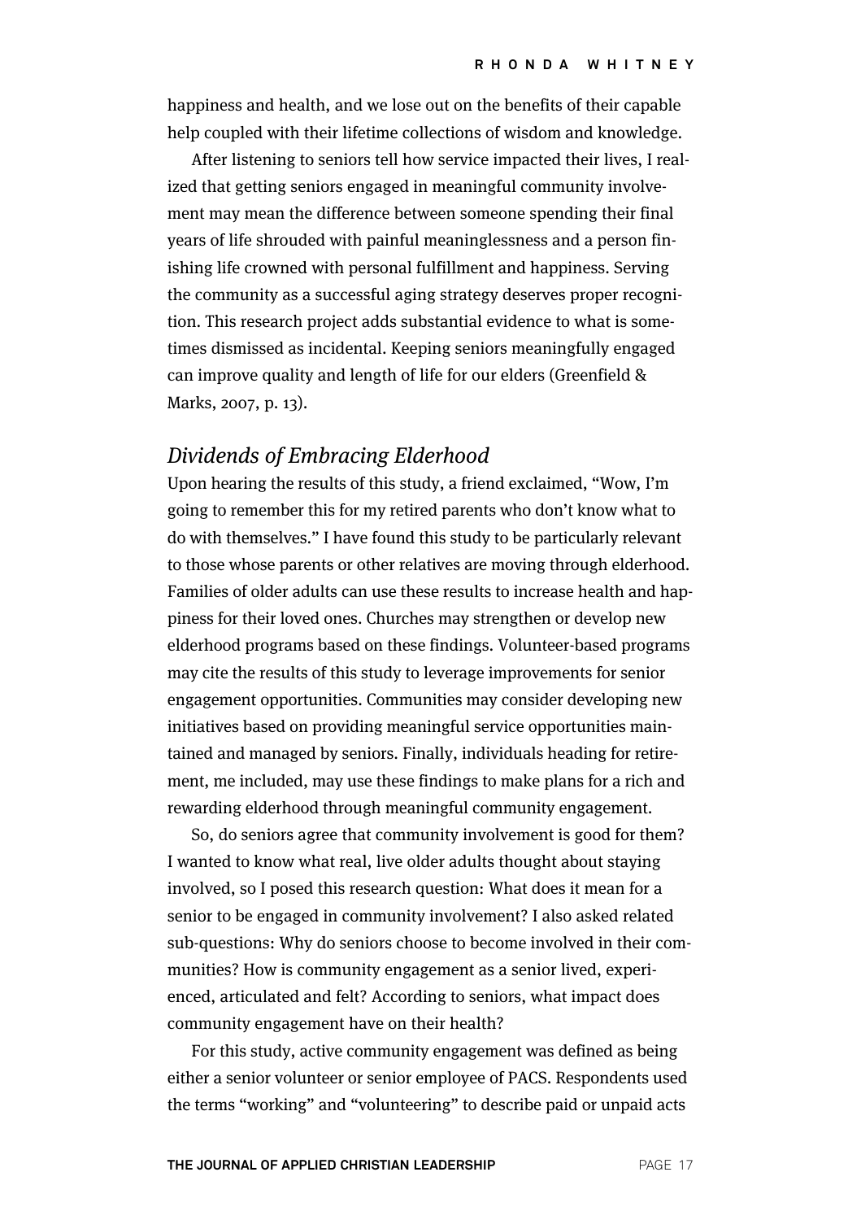happiness and health, and we lose out on the benefits of their capable help coupled with their lifetime collections of wisdom and knowledge.

After listening to seniors tell how service impacted their lives, I realized that getting seniors engaged in meaningful community involvement may mean the difference between someone spending their final years of life shrouded with painful meaninglessness and a person finishing life crowned with personal fulfillment and happiness. Serving the community as a successful aging strategy deserves proper recognition. This research project adds substantial evidence to what is sometimes dismissed as incidental. Keeping seniors meaningfully engaged can improve quality and length of life for our elders (Greenfield & Marks, 2007, p. 13).

## *Dividends of Embracing Elderhood*

Upon hearing the results of this study, a friend exclaimed, "Wow, I'm going to remember this for my retired parents who don't know what to do with themselves." I have found this study to be particularly relevant to those whose parents or other relatives are moving through elderhood. Families of older adults can use these results to increase health and happiness for their loved ones. Churches may strengthen or develop new elderhood programs based on these findings. Volunteer-based programs may cite the results of this study to leverage improvements for senior engagement opportunities. Communities may consider developing new initiatives based on providing meaningful service opportunities maintained and managed by seniors. Finally, individuals heading for retirement, me included, may use these findings to make plans for a rich and rewarding elderhood through meaningful community engagement.

So, do seniors agree that community involvement is good for them? I wanted to know what real, live older adults thought about staying involved, so I posed this research question: What does it mean for a senior to be engaged in community involvement? I also asked related sub-questions: Why do seniors choose to become involved in their communities? How is community engagement as a senior lived, experienced, articulated and felt? According to seniors, what impact does community engagement have on their health?

For this study, active community engagement was defined as being either a senior volunteer or senior employee of PACS. Respondents used the terms "working" and "volunteering" to describe paid or unpaid acts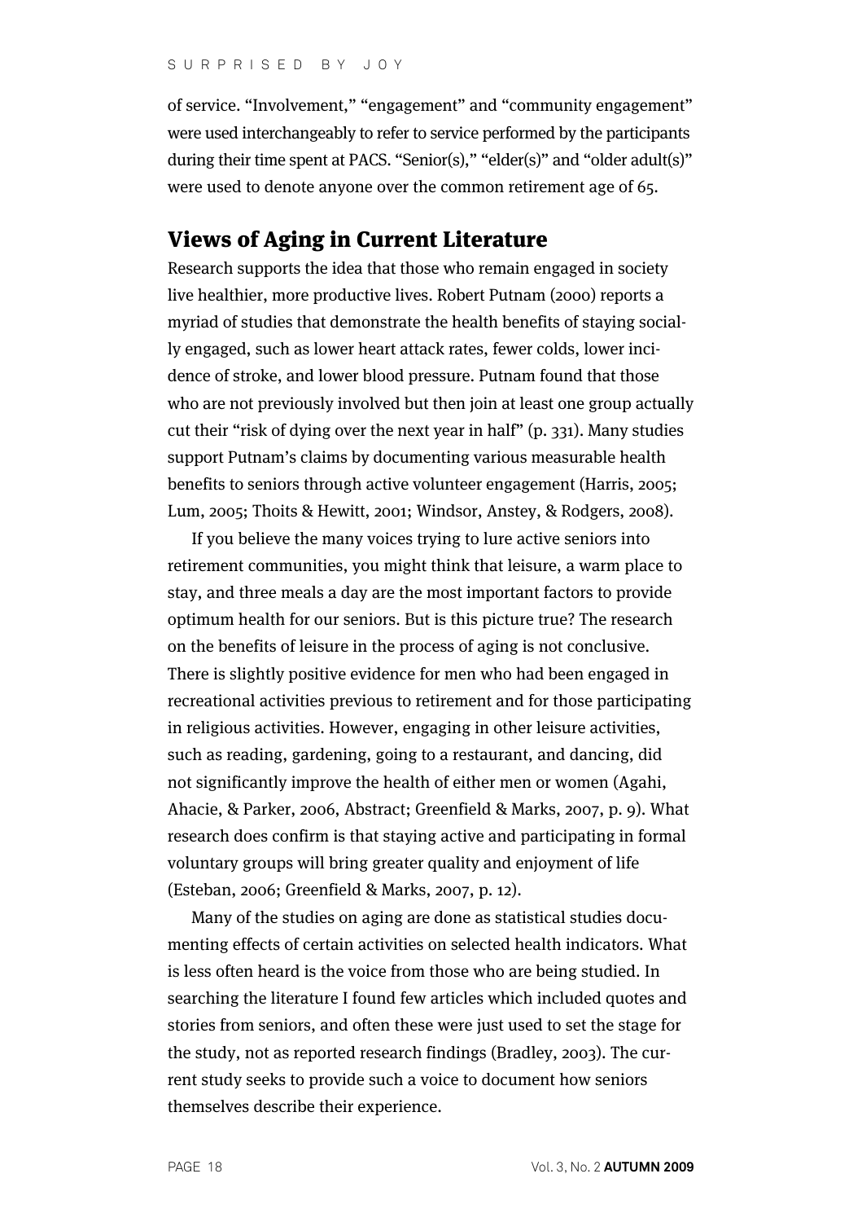of service. “Involvement,” “engagement” and “community engagement” were used interchangeably to refer to service performed by the participants during their time spent at PACS. “Senior(s),” “elder(s)” and “older adult(s)” were used to denote anyone over the common retirement age of 65.

## Views of Aging in Current Literature

Research supports the idea that those who remain engaged in society live healthier, more productive lives. Robert Putnam (2000) reports a myriad of studies that demonstrate the health benefits of staying socially engaged, such as lower heart attack rates, fewer colds, lower incidence of stroke, and lower blood pressure. Putnam found that those who are not previously involved but then join at least one group actually cut their “risk of dying over the next year in half” (p. 331). Many studies support Putnam’s claims by documenting various measurable health benefits to seniors through active volunteer engagement (Harris, 2005; Lum, 2005; Thoits & Hewitt, 2001; Windsor, Anstey, & Rodgers, 2008).

If you believe the many voices trying to lure active seniors into retirement communities, you might think that leisure, a warm place to stay, and three meals a day are the most important factors to provide optimum health for our seniors. But is this picture true? The research on the benefits of leisure in the process of aging is not conclusive. There is slightly positive evidence for men who had been engaged in recreational activities previous to retirement and for those participating in religious activities. However, engaging in other leisure activities, such as reading, gardening, going to a restaurant, and dancing, did not significantly improve the health of either men or women (Agahi, Ahacie, & Parker, 2006, Abstract; Greenfield & Marks, 2007, p. 9). What research does confirm is that staying active and participating in formal voluntary groups will bring greater quality and enjoyment of life (Esteban, 2006; Greenfield & Marks, 2007, p. 12).

Many of the studies on aging are done as statistical studies documenting effects of certain activities on selected health indicators. What is less often heard is the voice from those who are being studied. In searching the literature I found few articles which included quotes and stories from seniors, and often these were just used to set the stage for the study, not as reported research findings (Bradley, 2003). The current study seeks to provide such a voice to document how seniors themselves describe their experience.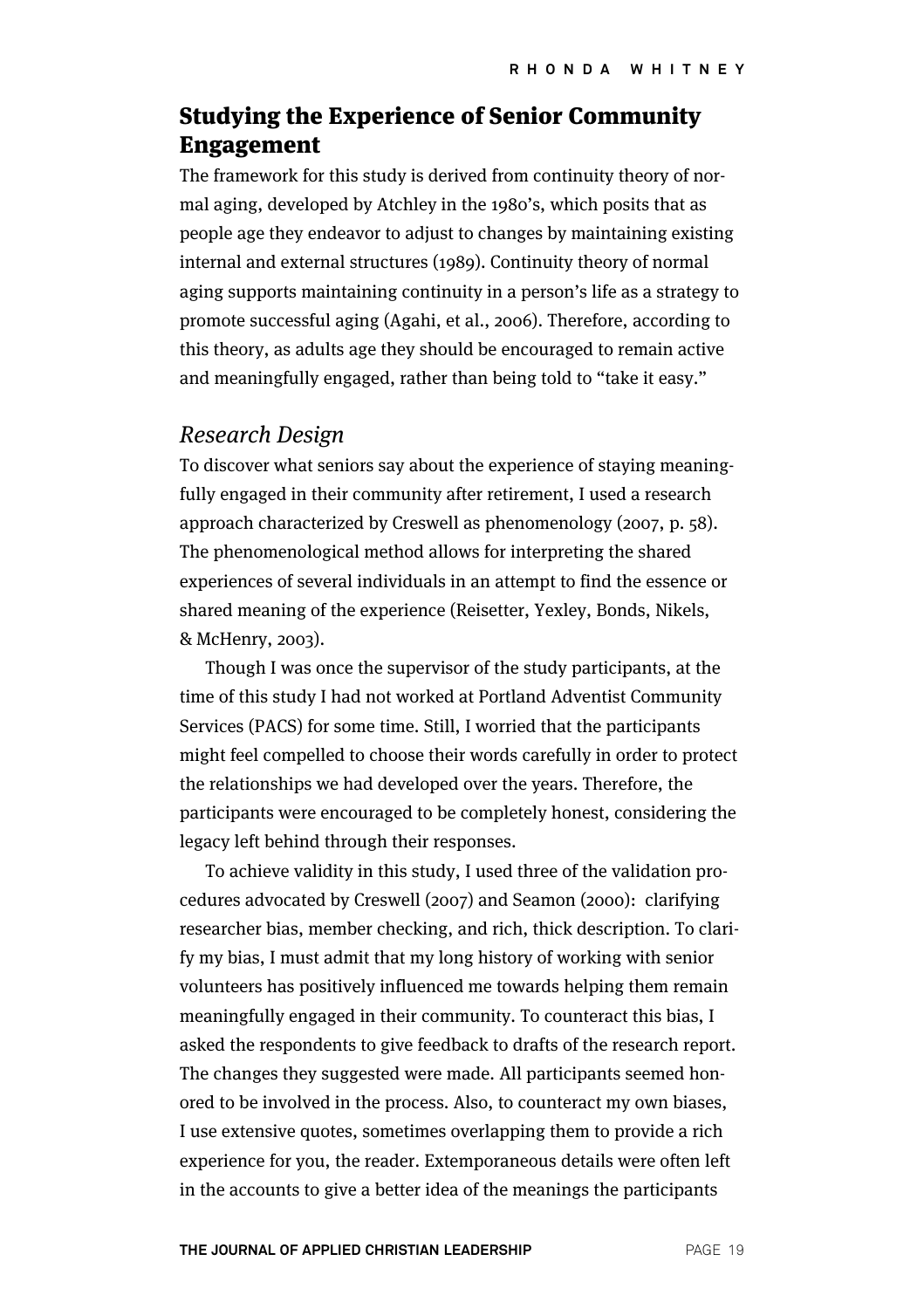## Studying the Experience of Senior Community Engagement

The framework for this study is derived from continuity theory of normal aging, developed by Atchley in the 1980's, which posits that as people age they endeavor to adjust to changes by maintaining existing internal and external structures (1989). Continuity theory of normal aging supports maintaining continuity in a person's life as a strategy to promote successful aging (Agahi, et al., 2006). Therefore, according to this theory, as adults age they should be encouraged to remain active and meaningfully engaged, rather than being told to "take it easy."

### *Research Design*

To discover what seniors say about the experience of staying meaningfully engaged in their community after retirement, I used a research approach characterized by Creswell as phenomenology (2007, p. 58). The phenomenological method allows for interpreting the shared experiences of several individuals in an attempt to find the essence or shared meaning of the experience (Reisetter, Yexley, Bonds, Nikels, & McHenry, 2003).

Though I was once the supervisor of the study participants, at the time of this study I had not worked at Portland Adventist Community Services (PACS) for some time. Still, I worried that the participants might feel compelled to choose their words carefully in order to protect the relationships we had developed over the years. Therefore, the participants were encouraged to be completely honest, considering the legacy left behind through their responses.

To achieve validity in this study, I used three of the validation procedures advocated by Creswell (2007) and Seamon (2000): clarifying researcher bias, member checking, and rich, thick description. To clarify my bias, I must admit that my long history of working with senior volunteers has positively influenced me towards helping them remain meaningfully engaged in their community. To counteract this bias, I asked the respondents to give feedback to drafts of the research report. The changes they suggested were made. All participants seemed honored to be involved in the process. Also, to counteract my own biases, I use extensive quotes, sometimes overlapping them to provide a rich experience for you, the reader. Extemporaneous details were often left in the accounts to give a better idea of the meanings the participants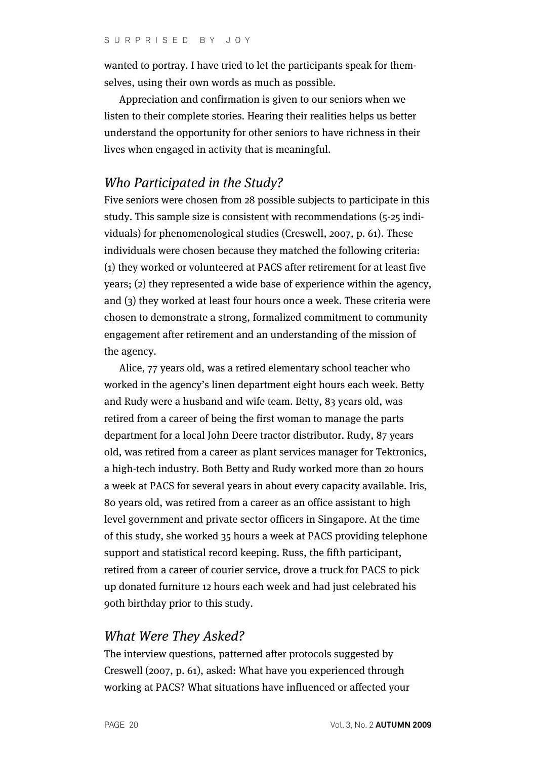wanted to portray. I have tried to let the participants speak for themselves, using their own words as much as possible.

Appreciation and confirmation is given to our seniors when we listen to their complete stories. Hearing their realities helps us better understand the opportunity for other seniors to have richness in their lives when engaged in activity that is meaningful.

## *Who Participated in the Study?*

Five seniors were chosen from 28 possible subjects to participate in this study. This sample size is consistent with recommendations (5-25 individuals) for phenomenological studies (Creswell, 2007, p. 61). These individuals were chosen because they matched the following criteria: (1) they worked or volunteered at PACS after retirement for at least five years; (2) they represented a wide base of experience within the agency, and (3) they worked at least four hours once a week. These criteria were chosen to demonstrate a strong, formalized commitment to community engagement after retirement and an understanding of the mission of the agency.

Alice, 77 years old, was a retired elementary school teacher who worked in the agency's linen department eight hours each week. Betty and Rudy were a husband and wife team. Betty, 83 years old, was retired from a career of being the first woman to manage the parts department for a local John Deere tractor distributor. Rudy, 87 years old, was retired from a career as plant services manager for Tektronics, a high-tech industry. Both Betty and Rudy worked more than 20 hours a week at PACS for several years in about every capacity available. Iris, 80 years old, was retired from a career as an office assistant to high level government and private sector officers in Singapore. At the time of this study, she worked 35 hours a week at PACS providing telephone support and statistical record keeping. Russ, the fifth participant, retired from a career of courier service, drove a truck for PACS to pick up donated furniture 12 hours each week and had just celebrated his 90th birthday prior to this study.

## *What Were They Asked?*

The interview questions, patterned after protocols suggested by Creswell (2007, p. 61), asked: What have you experienced through working at PACS? What situations have influenced or affected your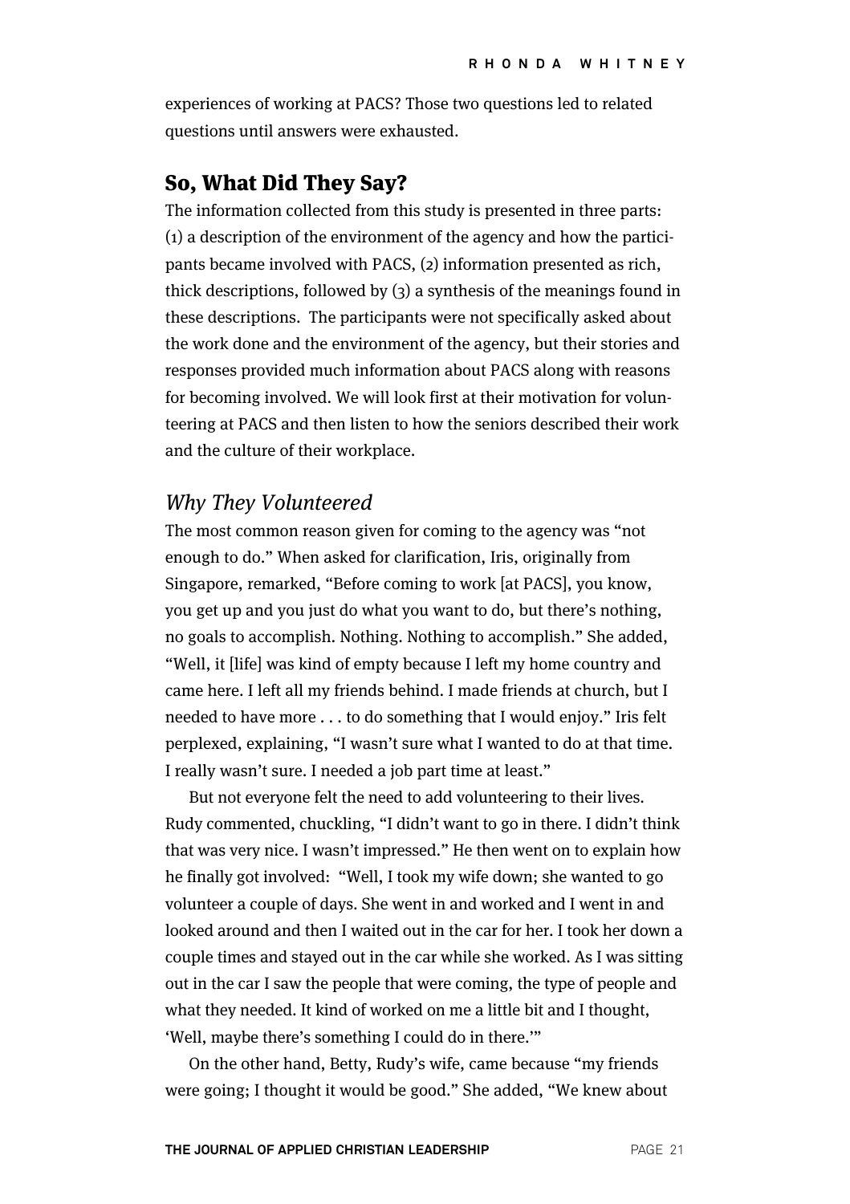experiences of working at PACS? Those two questions led to related questions until answers were exhausted.

## So, What Did They Say?

The information collected from this study is presented in three parts: (1) a description of the environment of the agency and how the participants became involved with PACS, (2) information presented as rich, thick descriptions, followed by (3) a synthesis of the meanings found in these descriptions. The participants were not specifically asked about the work done and the environment of the agency, but their stories and responses provided much information about PACS along with reasons for becoming involved. We will look first at their motivation for volunteering at PACS and then listen to how the seniors described their work and the culture of their workplace.

### *Why They Volunteered*

The most common reason given for coming to the agency was "not enough to do." When asked for clarification, Iris, originally from Singapore, remarked, "Before coming to work [at PACS], you know, you get up and you just do what you want to do, but there's nothing, no goals to accomplish. Nothing. Nothing to accomplish." She added, "Well, it [life] was kind of empty because I left my home country and came here. I left all my friends behind. I made friends at church, but I needed to have more . . . to do something that I would enjoy." Iris felt perplexed, explaining, "I wasn't sure what I wanted to do at that time. I really wasn't sure. I needed a job part time at least."

But not everyone felt the need to add volunteering to their lives. Rudy commented, chuckling, "I didn't want to go in there. I didn't think that was very nice. I wasn't impressed." He then went on to explain how he finally got involved: "Well, I took my wife down; she wanted to go volunteer a couple of days. She went in and worked and I went in and looked around and then I waited out in the car for her. I took her down a couple times and stayed out in the car while she worked. As I was sitting out in the car I saw the people that were coming, the type of people and what they needed. It kind of worked on me a little bit and I thought, 'Well, maybe there's something I could do in there.'"

On the other hand, Betty, Rudy's wife, came because "my friends were going; I thought it would be good." She added, "We knew about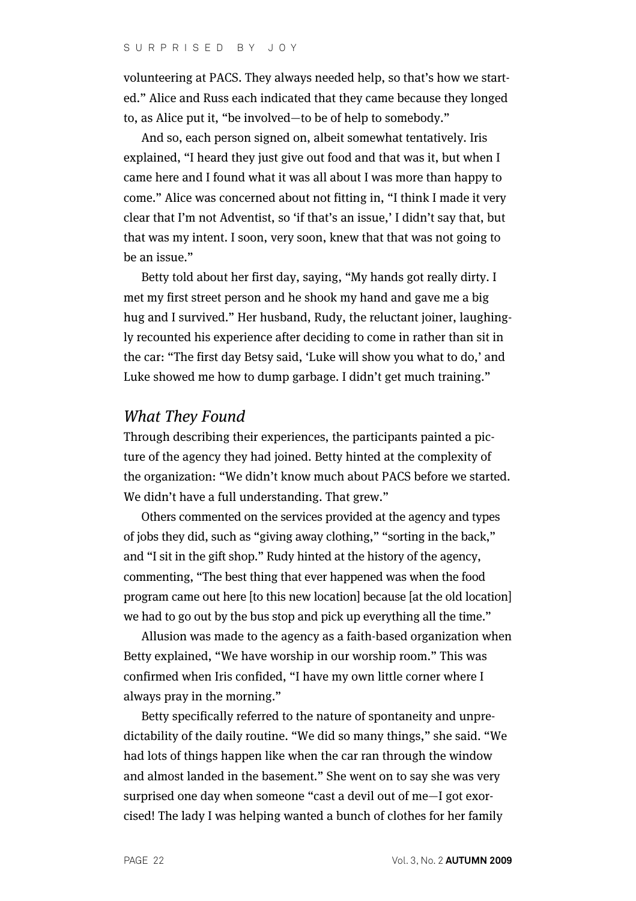volunteering at PACS. They always needed help, so that's how we started." Alice and Russ each indicated that they came because they longed to, as Alice put it, "be involved—to be of help to somebody."

And so, each person signed on, albeit somewhat tentatively. Iris explained, "I heard they just give out food and that was it, but when I came here and I found what it was all about I was more than happy to come." Alice was concerned about not fitting in, "I think I made it very clear that I'm not Adventist, so 'if that's an issue,' I didn't say that, but that was my intent. I soon, very soon, knew that that was not going to be an issue."

Betty told about her first day, saying, "My hands got really dirty. I met my first street person and he shook my hand and gave me a big hug and I survived." Her husband, Rudy, the reluctant joiner, laughingly recounted his experience after deciding to come in rather than sit in the car: "The first day Betsy said, 'Luke will show you what to do,' and Luke showed me how to dump garbage. I didn't get much training."

## *What They Found*

Through describing their experiences, the participants painted a picture of the agency they had joined. Betty hinted at the complexity of the organization: "We didn't know much about PACS before we started. We didn't have a full understanding. That grew."

Others commented on the services provided at the agency and types of jobs they did, such as "giving away clothing," "sorting in the back," and "I sit in the gift shop." Rudy hinted at the history of the agency, commenting, "The best thing that ever happened was when the food program came out here [to this new location] because [at the old location] we had to go out by the bus stop and pick up everything all the time."

Allusion was made to the agency as a faith-based organization when Betty explained, "We have worship in our worship room." This was confirmed when Iris confided, "I have my own little corner where I always pray in the morning."

Betty specifically referred to the nature of spontaneity and unpredictability of the daily routine. "We did so many things," she said. "We had lots of things happen like when the car ran through the window and almost landed in the basement." She went on to say she was very surprised one day when someone "cast a devil out of me—I got exorcised! The lady I was helping wanted a bunch of clothes for her family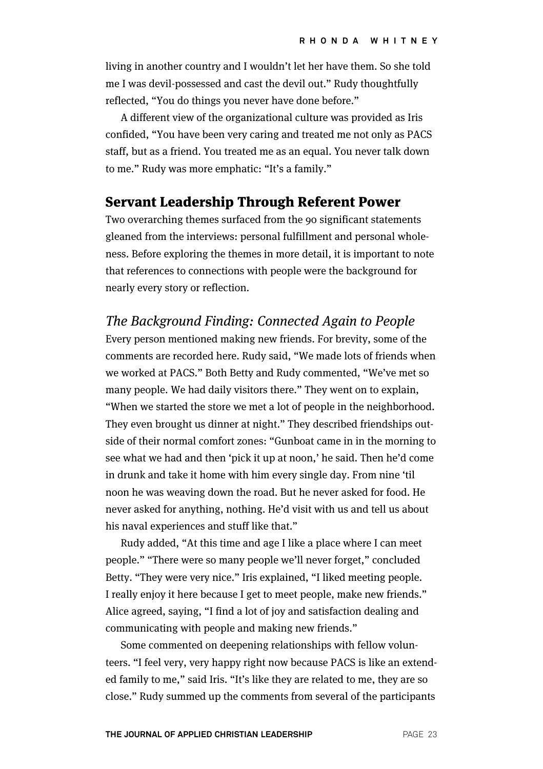living in another country and I wouldn't let her have them. So she told me I was devil-possessed and cast the devil out." Rudy thoughtfully reflected, "You do things you never have done before."

A different view of the organizational culture was provided as Iris confided, "You have been very caring and treated me not only as PACS staff, but as a friend. You treated me as an equal. You never talk down to me." Rudy was more emphatic: "It's a family."

## Servant Leadership Through Referent Power

Two overarching themes surfaced from the 90 significant statements gleaned from the interviews: personal fulfillment and personal wholeness. Before exploring the themes in more detail, it is important to note that references to connections with people were the background for nearly every story or reflection.

### *The Background Finding: Connected Again to People*

Every person mentioned making new friends. For brevity, some of the comments are recorded here. Rudy said, "We made lots of friends when we worked at PACS." Both Betty and Rudy commented, "We've met so many people. We had daily visitors there." They went on to explain, "When we started the store we met a lot of people in the neighborhood. They even brought us dinner at night." They described friendships outside of their normal comfort zones: "Gunboat came in in the morning to see what we had and then 'pick it up at noon,' he said. Then he'd come in drunk and take it home with him every single day. From nine 'til noon he was weaving down the road. But he never asked for food. He never asked for anything, nothing. He'd visit with us and tell us about his naval experiences and stuff like that."

Rudy added, "At this time and age I like a place where I can meet people." "There were so many people we'll never forget," concluded Betty. "They were very nice." Iris explained, "I liked meeting people. I really enjoy it here because I get to meet people, make new friends." Alice agreed, saying, "I find a lot of joy and satisfaction dealing and communicating with people and making new friends."

Some commented on deepening relationships with fellow volunteers. "I feel very, very happy right now because PACS is like an extended family to me," said Iris. "It's like they are related to me, they are so close." Rudy summed up the comments from several of the participants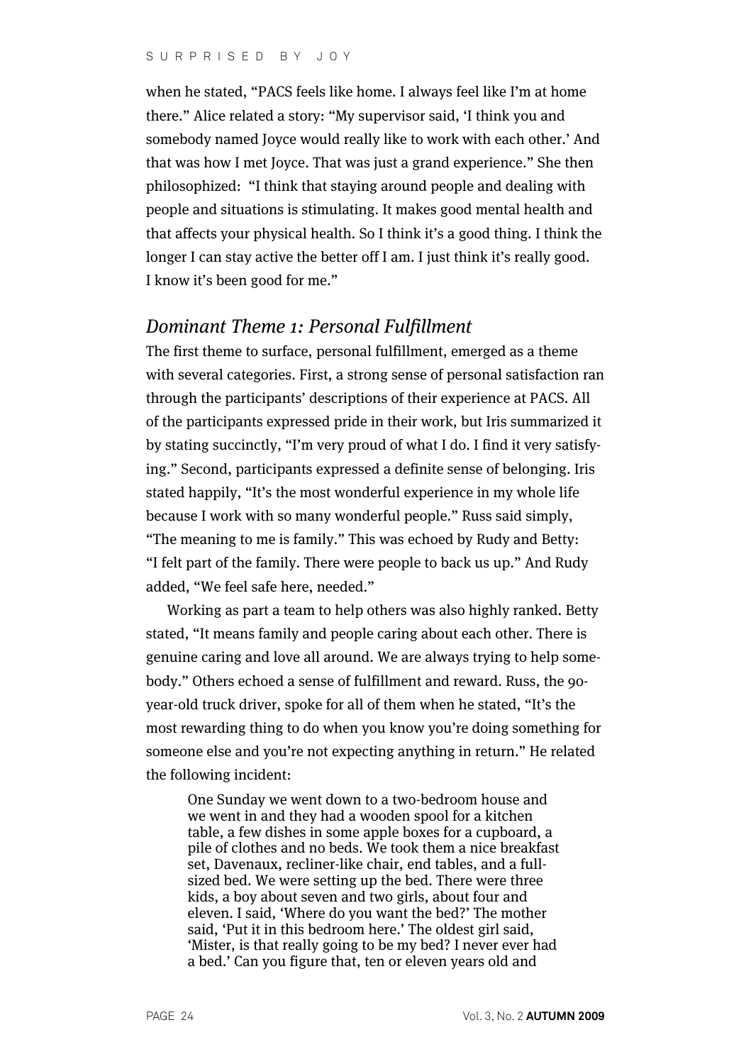when he stated, "PACS feels like home. I always feel like I'm at home there." Alice related a story: "My supervisor said, 'I think you and somebody named Joyce would really like to work with each other.' And that was how I met Joyce. That was just a grand experience." She then philosophized: "I think that staying around people and dealing with people and situations is stimulating. It makes good mental health and that affects your physical health. So I think it's a good thing. I think the longer I can stay active the better off I am. I just think it's really good. I know it's been good for me."

## *Dominant Theme 1: Personal Fulfillment*

The first theme to surface, personal fulfillment, emerged as a theme with several categories. First, a strong sense of personal satisfaction ran through the participants' descriptions of their experience at PACS. All of the participants expressed pride in their work, but Iris summarized it by stating succinctly, "I'm very proud of what I do. I find it very satisfying." Second, participants expressed a definite sense of belonging. Iris stated happily, "It's the most wonderful experience in my whole life because I work with so many wonderful people." Russ said simply, "The meaning to me is family." This was echoed by Rudy and Betty: "I felt part of the family. There were people to back us up." And Rudy added, "We feel safe here, needed."

Working as part a team to help others was also highly ranked. Betty stated, "It means family and people caring about each other. There is genuine caring and love all around. We are always trying to help somebody." Others echoed a sense of fulfillment and reward. Russ, the 90-year-old truck driver, spoke for all of them when he stated, "It's the most rewarding thing to do when you know you're doing something for someone else and you're not expecting anything in return." He related the following incident:

> One Sunday we went down to a two-bedroom house and we went in and they had a wooden spool for a kitchen table, a few dishes in some apple boxes for a cupboard, a pile of clothes and no beds. We took them a nice breakfast set, Davenaux, recliner-like chair, end tables, and a full-sized bed. We were setting up the bed. There were three kids, a boy about seven and two girls, about four and eleven. I said, 'Where do you want the bed?' The mother said, 'Put it in this bedroom here.' The oldest girl said, 'Mister, is that really going to be my bed? I never ever had a bed.' Can you figure that, ten or eleven years old and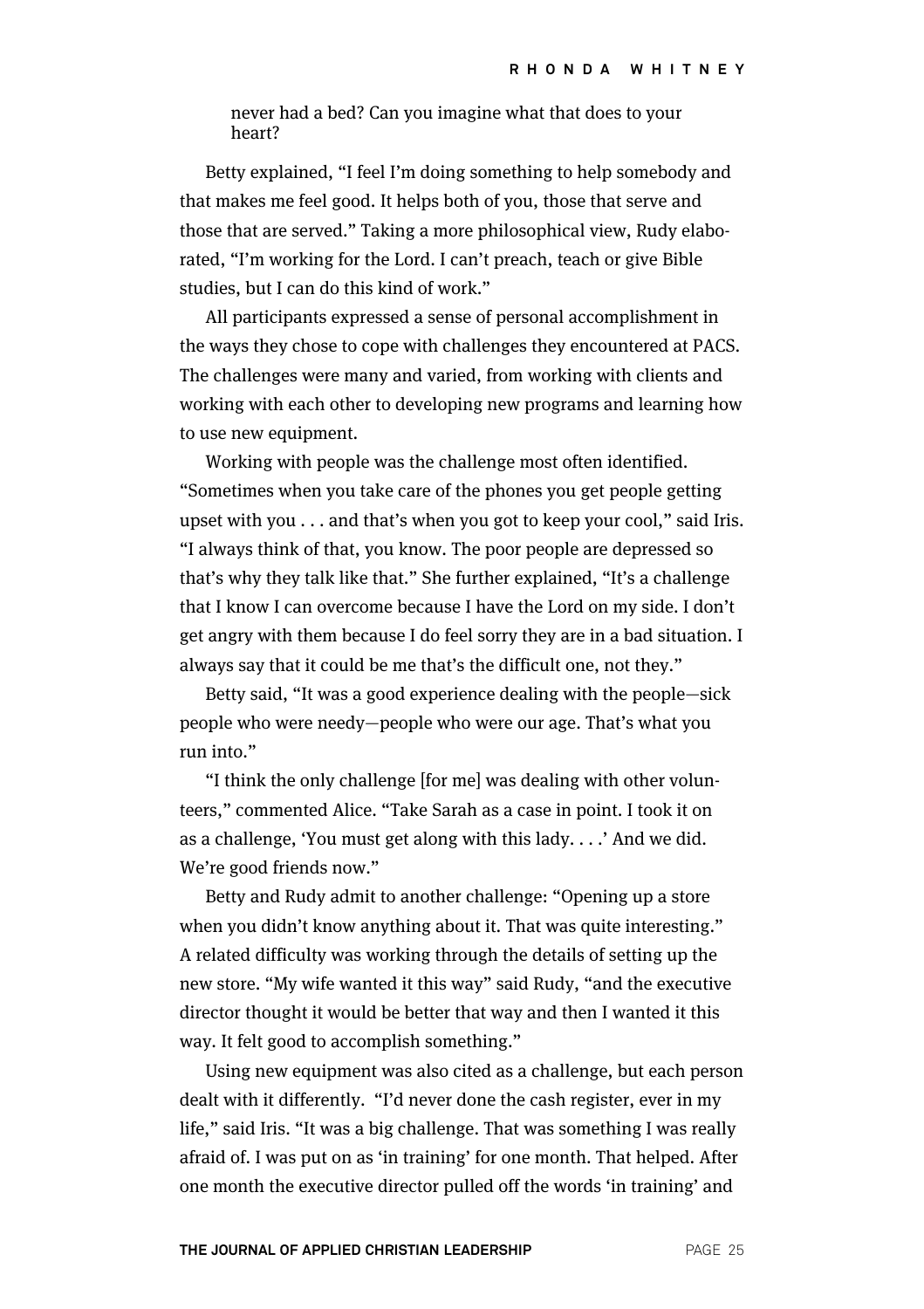> never had a bed? Can you imagine what that does to your heart?

Betty explained, "I feel I'm doing something to help somebody and that makes me feel good. It helps both of you, those that serve and those that are served." Taking a more philosophical view, Rudy elaborated, "I'm working for the Lord. I can't preach, teach or give Bible studies, but I can do this kind of work."

All participants expressed a sense of personal accomplishment in the ways they chose to cope with challenges they encountered at PACS. The challenges were many and varied, from working with clients and working with each other to developing new programs and learning how to use new equipment.

Working with people was the challenge most often identified. "Sometimes when you take care of the phones you get people getting upset with you . . . and that's when you got to keep your cool," said Iris. "I always think of that, you know. The poor people are depressed so that's why they talk like that." She further explained, "It's a challenge that I know I can overcome because I have the Lord on my side. I don't get angry with them because I do feel sorry they are in a bad situation. I always say that it could be me that's the difficult one, not they."

Betty said, "It was a good experience dealing with the people—sick people who were needy—people who were our age. That's what you run into."

"I think the only challenge [for me] was dealing with other volunteers," commented Alice. "Take Sarah as a case in point. I took it on as a challenge, 'You must get along with this lady. . . .' And we did. We're good friends now."

Betty and Rudy admit to another challenge: "Opening up a store when you didn't know anything about it. That was quite interesting." A related difficulty was working through the details of setting up the new store. "My wife wanted it this way" said Rudy, "and the executive director thought it would be better that way and then I wanted it this way. It felt good to accomplish something."

Using new equipment was also cited as a challenge, but each person dealt with it differently. "I'd never done the cash register, ever in my life," said Iris. "It was a big challenge. That was something I was really afraid of. I was put on as 'in training' for one month. That helped. After one month the executive director pulled off the words 'in training' and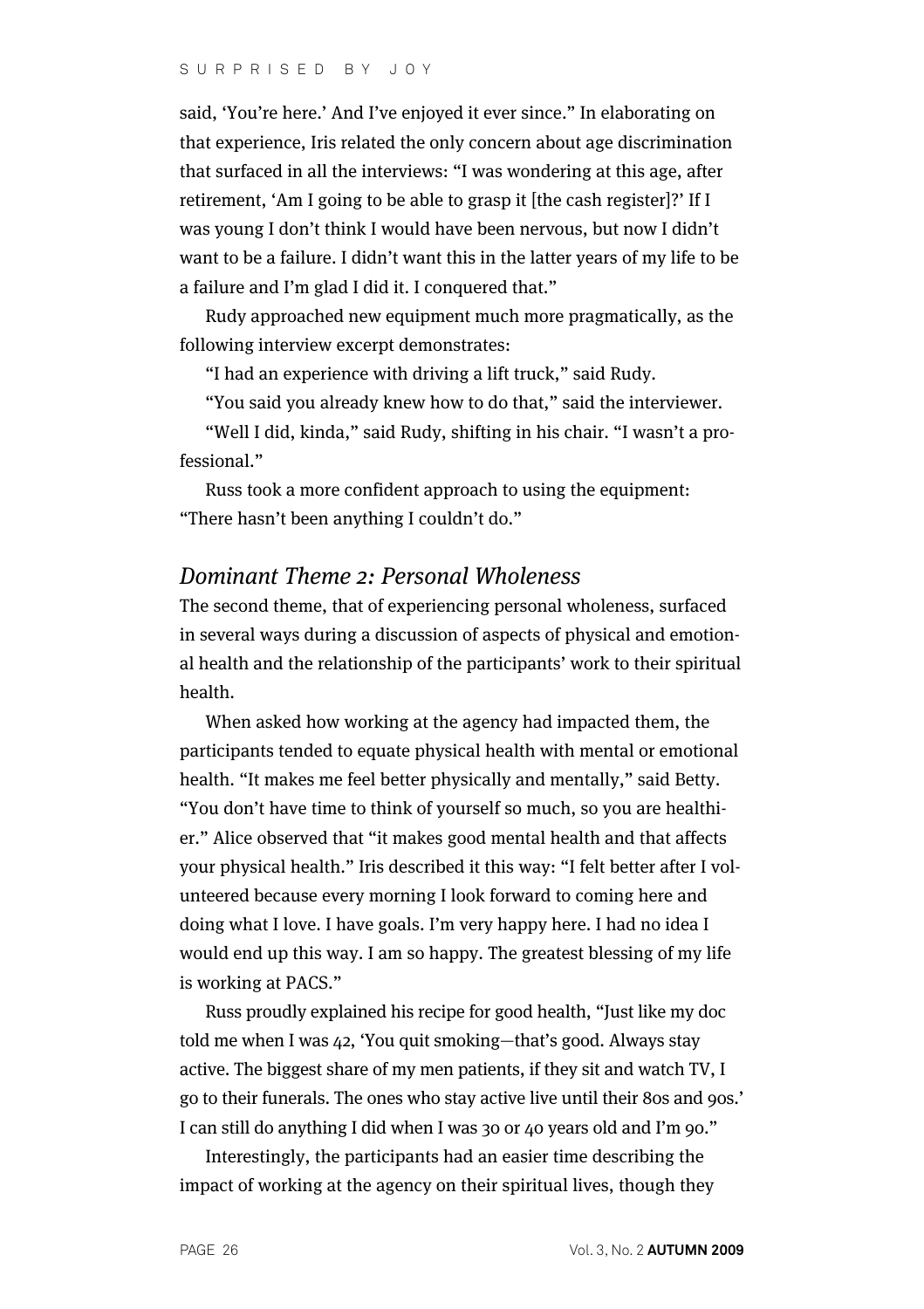said, 'You're here.' And I've enjoyed it ever since." In elaborating on that experience, Iris related the only concern about age discrimination that surfaced in all the interviews: "I was wondering at this age, after retirement, 'Am I going to be able to grasp it [the cash register]?' If I was young I don't think I would have been nervous, but now I didn't want to be a failure. I didn't want this in the latter years of my life to be a failure and I'm glad I did it. I conquered that."

Rudy approached new equipment much more pragmatically, as the following interview excerpt demonstrates:

"I had an experience with driving a lift truck," said Rudy.

"You said you already knew how to do that," said the interviewer.

"Well I did, kinda," said Rudy, shifting in his chair. "I wasn't a professional."

Russ took a more confident approach to using the equipment: "There hasn't been anything I couldn't do."

## *Dominant Theme 2: Personal Wholeness*

The second theme, that of experiencing personal wholeness, surfaced in several ways during a discussion of aspects of physical and emotional health and the relationship of the participants' work to their spiritual health.

When asked how working at the agency had impacted them, the participants tended to equate physical health with mental or emotional health. "It makes me feel better physically and mentally," said Betty. "You don't have time to think of yourself so much, so you are healthier." Alice observed that "it makes good mental health and that affects your physical health." Iris described it this way: "I felt better after I volunteered because every morning I look forward to coming here and doing what I love. I have goals. I'm very happy here. I had no idea I would end up this way. I am so happy. The greatest blessing of my life is working at PACS."

Russ proudly explained his recipe for good health, "Just like my doc told me when I was 42, 'You quit smoking—that's good. Always stay active. The biggest share of my men patients, if they sit and watch TV, I go to their funerals. The ones who stay active live until their 80s and 90s.' I can still do anything I did when I was 30 or 40 years old and I'm 90."

Interestingly, the participants had an easier time describing the impact of working at the agency on their spiritual lives, though they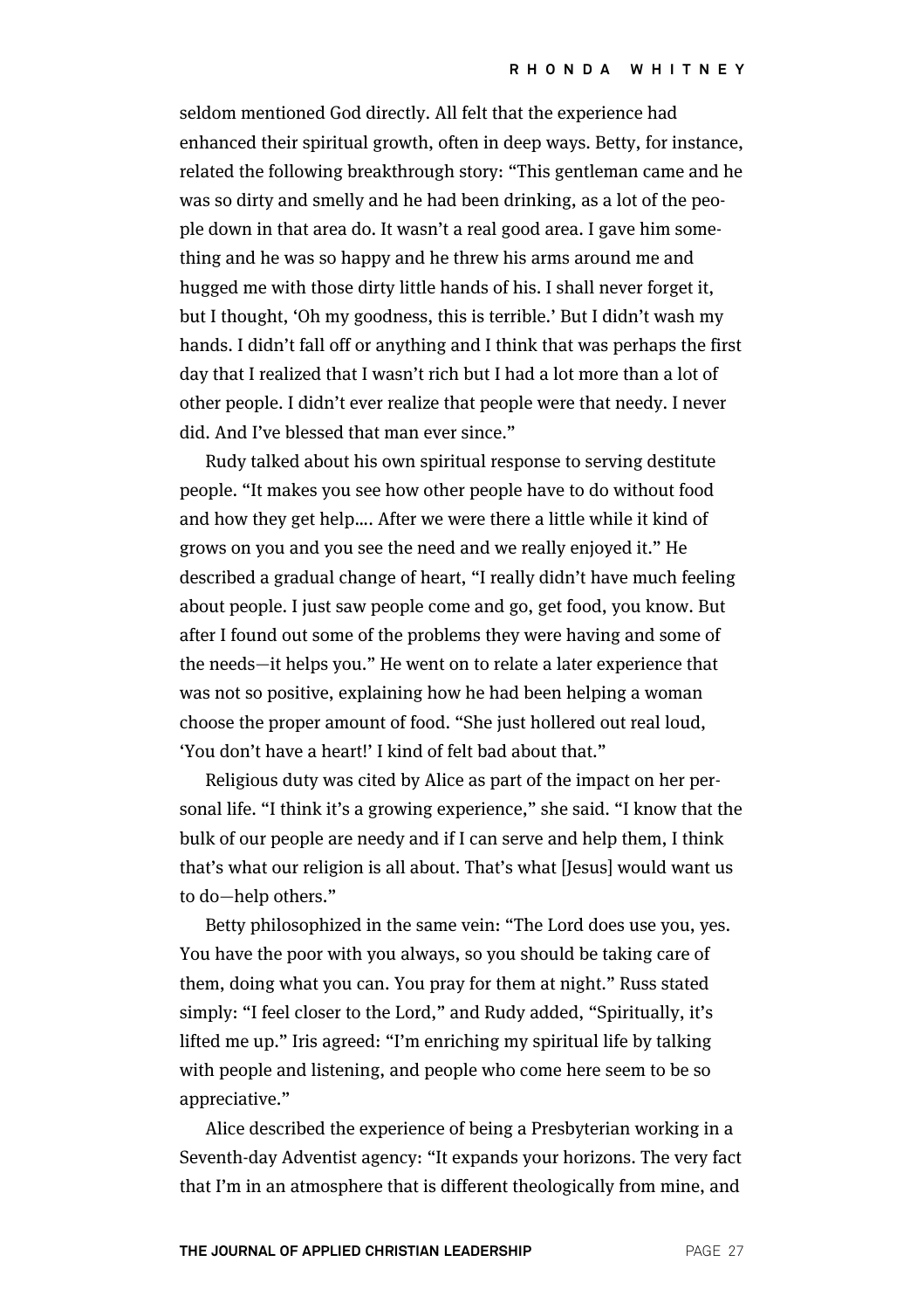seldom mentioned God directly. All felt that the experience had enhanced their spiritual growth, often in deep ways. Betty, for instance, related the following breakthrough story: "This gentleman came and he was so dirty and smelly and he had been drinking, as a lot of the people down in that area do. It wasn't a real good area. I gave him something and he was so happy and he threw his arms around me and hugged me with those dirty little hands of his. I shall never forget it, but I thought, 'Oh my goodness, this is terrible.' But I didn't wash my hands. I didn't fall off or anything and I think that was perhaps the first day that I realized that I wasn't rich but I had a lot more than a lot of other people. I didn't ever realize that people were that needy. I never did. And I've blessed that man ever since."

Rudy talked about his own spiritual response to serving destitute people. "It makes you see how other people have to do without food and how they get help…. After we were there a little while it kind of grows on you and you see the need and we really enjoyed it." He described a gradual change of heart, "I really didn't have much feeling about people. I just saw people come and go, get food, you know. But after I found out some of the problems they were having and some of the needs—it helps you." He went on to relate a later experience that was not so positive, explaining how he had been helping a woman choose the proper amount of food. "She just hollered out real loud, 'You don't have a heart!' I kind of felt bad about that."

Religious duty was cited by Alice as part of the impact on her personal life. "I think it's a growing experience," she said. "I know that the bulk of our people are needy and if I can serve and help them, I think that's what our religion is all about. That's what [Jesus] would want us to do—help others."

Betty philosophized in the same vein: "The Lord does use you, yes. You have the poor with you always, so you should be taking care of them, doing what you can. You pray for them at night." Russ stated simply: "I feel closer to the Lord," and Rudy added, "Spiritually, it's lifted me up." Iris agreed: "I'm enriching my spiritual life by talking with people and listening, and people who come here seem to be so appreciative."

Alice described the experience of being a Presbyterian working in a Seventh-day Adventist agency: "It expands your horizons. The very fact that I'm in an atmosphere that is different theologically from mine, and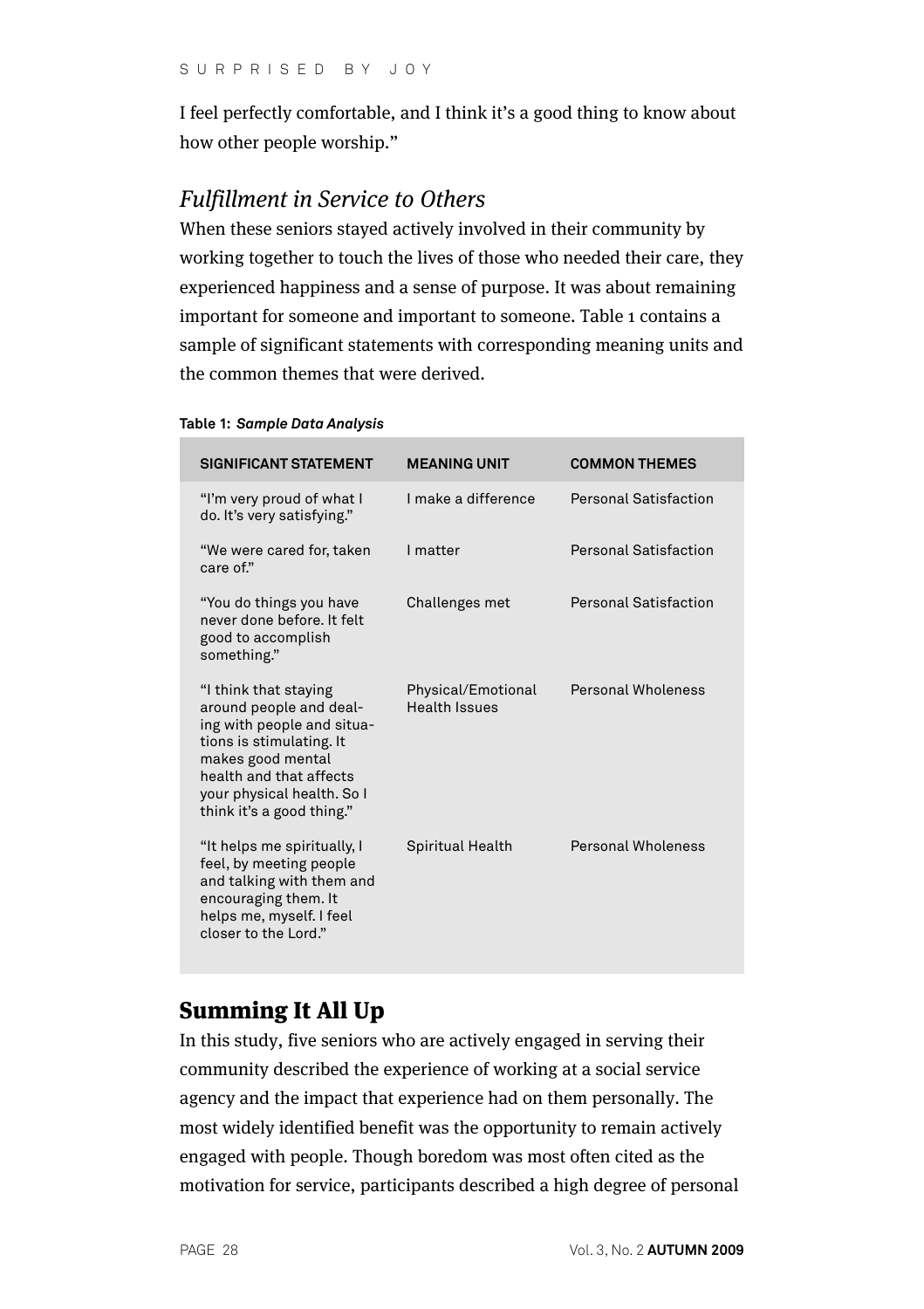I feel perfectly comfortable, and I think it's a good thing to know about how other people worship."

### *Fulfillment in Service to Others*

When these seniors stayed actively involved in their community by working together to touch the lives of those who needed their care, they experienced happiness and a sense of purpose. It was about remaining important for someone and important to someone. Table 1 contains a sample of significant statements with corresponding meaning units and the common themes that were derived.

**Table 1:** ***Sample Data Analysis***

| SIGNIFICANT STATEMENT | MEANING UNIT | COMMON THEMES |
|---|---|---|
| "I'm very proud of what I do. It's very satisfying." | I make a difference | Personal Satisfaction |
| "We were cared for, taken care of." | I matter | Personal Satisfaction |
| "You do things you have never done before. It felt good to accomplish something." | Challenges met | Personal Satisfaction |
| "I think that staying around people and dealing with people and situations is stimulating. It makes good mental health and that affects your physical health. So I think it's a good thing." | Physical/Emotional Health Issues | Personal Wholeness |
| "It helps me spiritually, I feel, by meeting people and talking with them and encouraging them. It helps me, myself. I feel closer to the Lord." | Spiritual Health | Personal Wholeness |

## Summing It All Up

In this study, five seniors who are actively engaged in serving their community described the experience of working at a social service agency and the impact that experience had on them personally. The most widely identified benefit was the opportunity to remain actively engaged with people. Though boredom was most often cited as the motivation for service, participants described a high degree of personal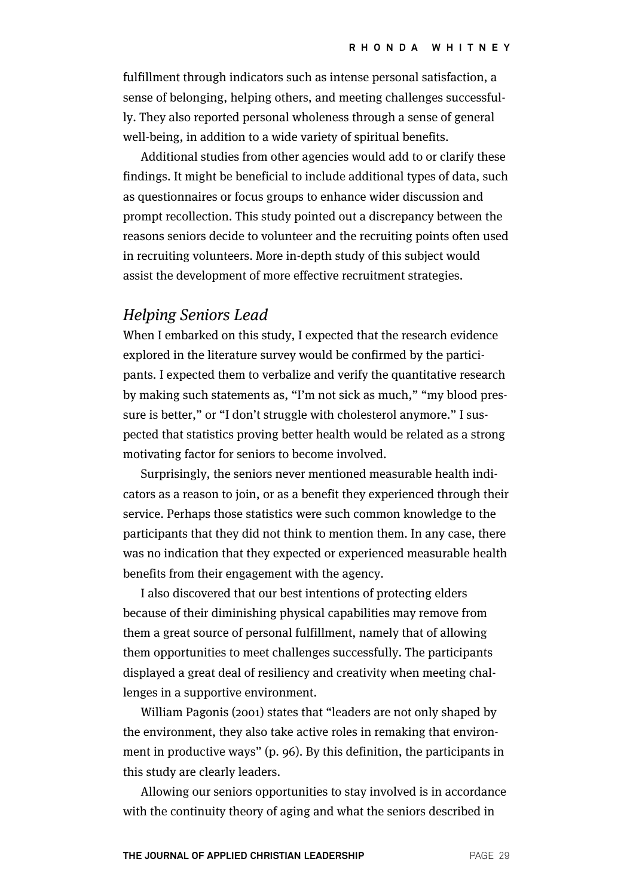fulfillment through indicators such as intense personal satisfaction, a sense of belonging, helping others, and meeting challenges successfully. They also reported personal wholeness through a sense of general well-being, in addition to a wide variety of spiritual benefits.

Additional studies from other agencies would add to or clarify these findings. It might be beneficial to include additional types of data, such as questionnaires or focus groups to enhance wider discussion and prompt recollection. This study pointed out a discrepancy between the reasons seniors decide to volunteer and the recruiting points often used in recruiting volunteers. More in-depth study of this subject would assist the development of more effective recruitment strategies.

## *Helping Seniors Lead*

When I embarked on this study, I expected that the research evidence explored in the literature survey would be confirmed by the participants. I expected them to verbalize and verify the quantitative research by making such statements as, "I'm not sick as much," "my blood pressure is better," or "I don't struggle with cholesterol anymore." I suspected that statistics proving better health would be related as a strong motivating factor for seniors to become involved.

Surprisingly, the seniors never mentioned measurable health indicators as a reason to join, or as a benefit they experienced through their service. Perhaps those statistics were such common knowledge to the participants that they did not think to mention them. In any case, there was no indication that they expected or experienced measurable health benefits from their engagement with the agency.

I also discovered that our best intentions of protecting elders because of their diminishing physical capabilities may remove from them a great source of personal fulfillment, namely that of allowing them opportunities to meet challenges successfully. The participants displayed a great deal of resiliency and creativity when meeting challenges in a supportive environment.

William Pagonis (2001) states that "leaders are not only shaped by the environment, they also take active roles in remaking that environment in productive ways" (p. 96). By this definition, the participants in this study are clearly leaders.

Allowing our seniors opportunities to stay involved is in accordance with the continuity theory of aging and what the seniors described in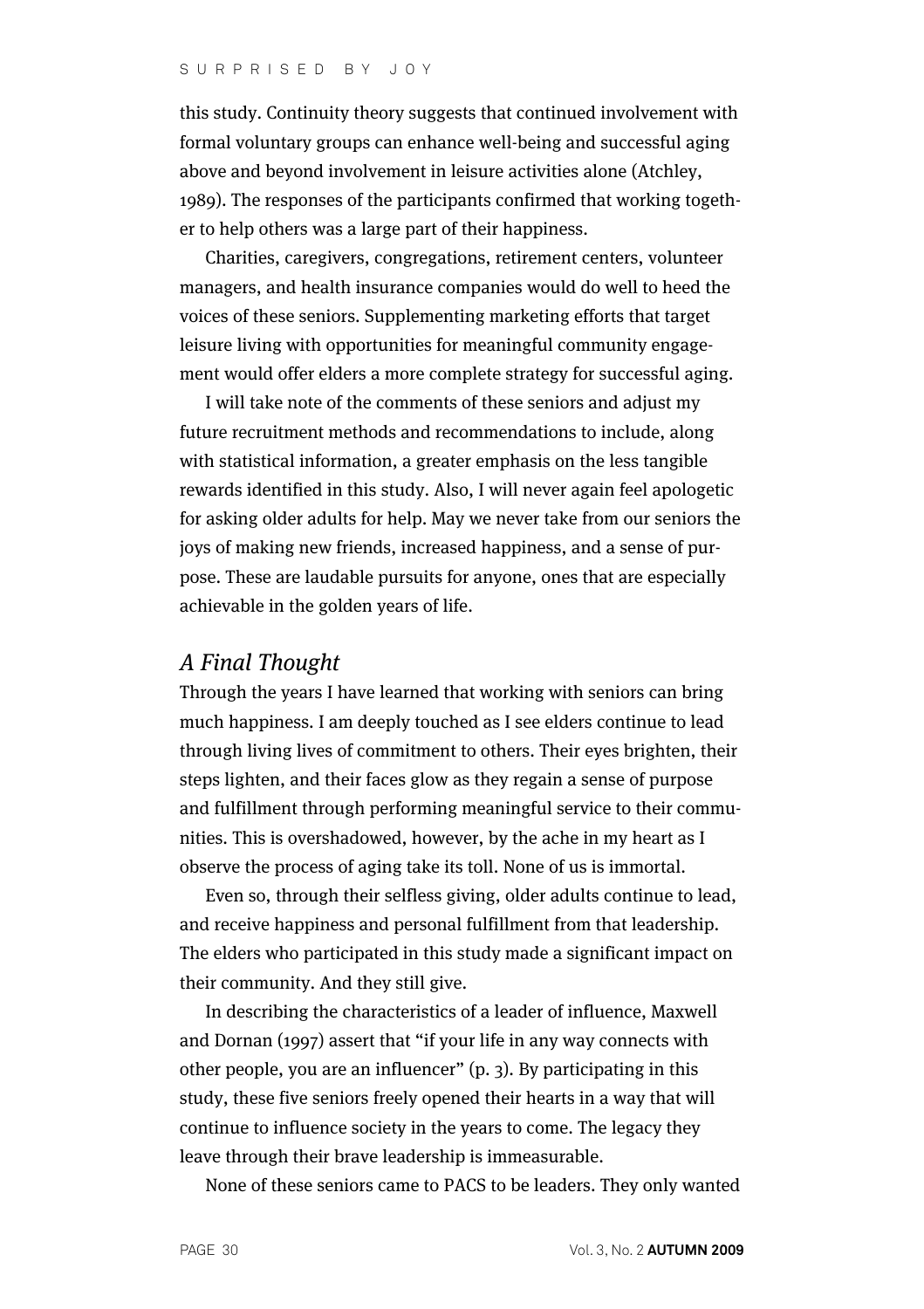this study. Continuity theory suggests that continued involvement with formal voluntary groups can enhance well-being and successful aging above and beyond involvement in leisure activities alone (Atchley, 1989). The responses of the participants confirmed that working together to help others was a large part of their happiness.

Charities, caregivers, congregations, retirement centers, volunteer managers, and health insurance companies would do well to heed the voices of these seniors. Supplementing marketing efforts that target leisure living with opportunities for meaningful community engagement would offer elders a more complete strategy for successful aging.

I will take note of the comments of these seniors and adjust my future recruitment methods and recommendations to include, along with statistical information, a greater emphasis on the less tangible rewards identified in this study. Also, I will never again feel apologetic for asking older adults for help. May we never take from our seniors the joys of making new friends, increased happiness, and a sense of purpose. These are laudable pursuits for anyone, ones that are especially achievable in the golden years of life.

## *A Final Thought*

Through the years I have learned that working with seniors can bring much happiness. I am deeply touched as I see elders continue to lead through living lives of commitment to others. Their eyes brighten, their steps lighten, and their faces glow as they regain a sense of purpose and fulfillment through performing meaningful service to their communities. This is overshadowed, however, by the ache in my heart as I observe the process of aging take its toll. None of us is immortal.

Even so, through their selfless giving, older adults continue to lead, and receive happiness and personal fulfillment from that leadership. The elders who participated in this study made a significant impact on their community. And they still give.

In describing the characteristics of a leader of influence, Maxwell and Dornan (1997) assert that "if your life in any way connects with other people, you are an influencer" (p. 3). By participating in this study, these five seniors freely opened their hearts in a way that will continue to influence society in the years to come. The legacy they leave through their brave leadership is immeasurable.

None of these seniors came to PACS to be leaders. They only wanted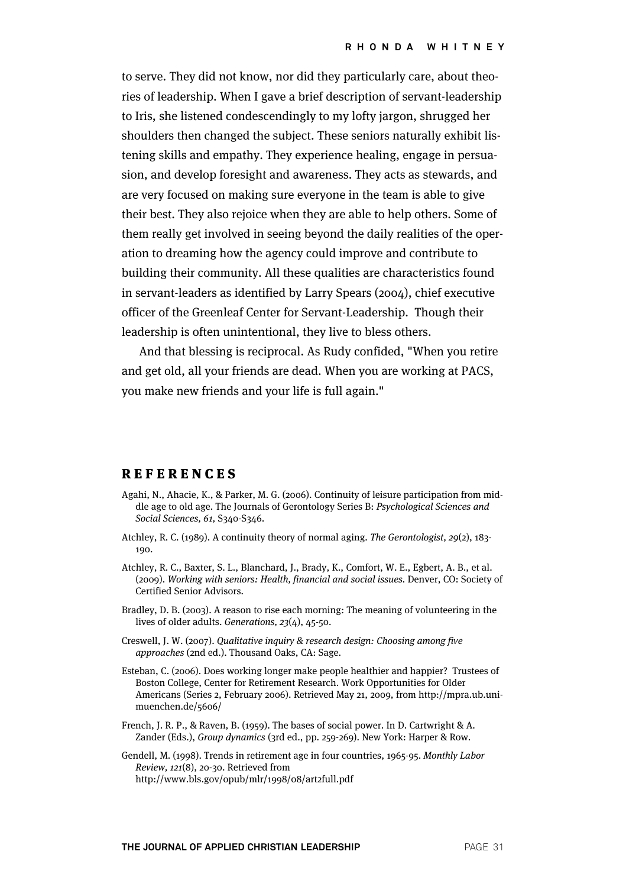to serve. They did not know, nor did they particularly care, about theories of leadership. When I gave a brief description of servant-leadership to Iris, she listened condescendingly to my lofty jargon, shrugged her shoulders then changed the subject. These seniors naturally exhibit listening skills and empathy. They experience healing, engage in persuasion, and develop foresight and awareness. They acts as stewards, and are very focused on making sure everyone in the team is able to give their best. They also rejoice when they are able to help others. Some of them really get involved in seeing beyond the daily realities of the operation to dreaming how the agency could improve and contribute to building their community. All these qualities are characteristics found in servant-leaders as identified by Larry Spears (2004), chief executive officer of the Greenleaf Center for Servant-Leadership. Though their leadership is often unintentional, they live to bless others.

And that blessing is reciprocal. As Rudy confided, "When you retire and get old, all your friends are dead. When you are working at PACS, you make new friends and your life is full again."

## REFERENCES

Agahi, N., Ahacie, K., & Parker, M. G. (2006). Continuity of leisure participation from middle age to old age. The Journals of Gerontology Series B: *Psychological Sciences and Social Sciences, 61*, S340-S346.

Atchley, R. C. (1989). A continuity theory of normal aging. *The Gerontologist, 29*(2), 183-190.

Atchley, R. C., Baxter, S. L., Blanchard, J., Brady, K., Comfort, W. E., Egbert, A. B., et al. (2009). *Working with seniors: Health, financial and social issues.* Denver, CO: Society of Certified Senior Advisors.

Bradley, D. B. (2003). A reason to rise each morning: The meaning of volunteering in the lives of older adults. *Generations, 23*(4), 45-50.

Creswell, J. W. (2007). *Qualitative inquiry & research design: Choosing among five approaches* (2nd ed.). Thousand Oaks, CA: Sage.

Esteban, C. (2006). Does working longer make people healthier and happier? Trustees of Boston College, Center for Retirement Research. Work Opportunities for Older Americans (Series 2, February 2006). Retrieved May 21, 2009, from http://mpra.ub.uni-muenchen.de/5606/

French, J. R. P., & Raven, B. (1959). The bases of social power. In D. Cartwright & A. Zander (Eds.), *Group dynamics* (3rd ed., pp. 259-269). New York: Harper & Row.

Gendell, M. (1998). Trends in retirement age in four countries, 1965-95. *Monthly Labor Review, 121*(8), 20-30. Retrieved from http://www.bls.gov/opub/mlr/1998/08/art2full.pdf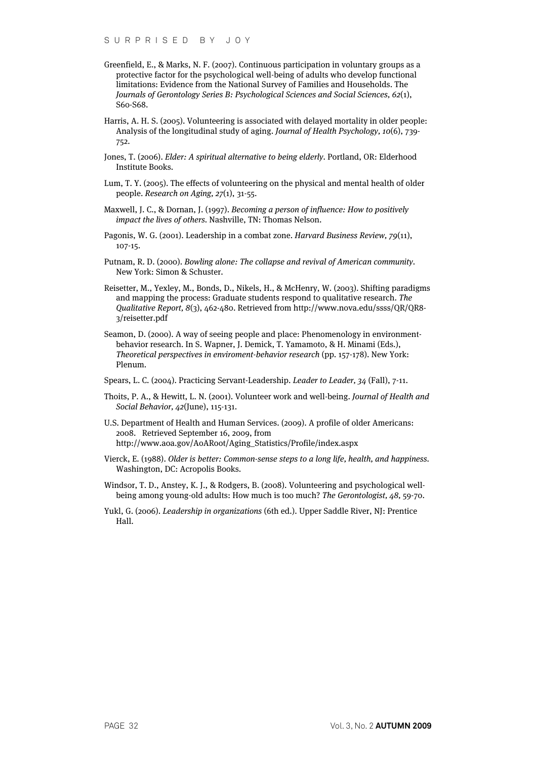Greenfield, E., & Marks, N. F. (2007). Continuous participation in voluntary groups as a protective factor for the psychological well-being of adults who develop functional limitations: Evidence from the National Survey of Families and Households. The *Journals of Gerontology Series B: Psychological Sciences and Social Sciences, 62*(1), S60-S68.

Harris, A. H. S. (2005). Volunteering is associated with delayed mortality in older people: Analysis of the longitudinal study of aging. *Journal of Health Psychology, 10*(6), 739-752.

Jones, T. (2006). *Elder: A spiritual alternative to being elderly*. Portland, OR: Elderhood Institute Books.

Lum, T. Y. (2005). The effects of volunteering on the physical and mental health of older people. *Research on Aging, 27*(1), 31-55.

Maxwell, J. C., & Dornan, J. (1997). *Becoming a person of influence: How to positively impact the lives of others*. Nashville, TN: Thomas Nelson.

Pagonis, W. G. (2001). Leadership in a combat zone. *Harvard Business Review, 79*(11), 107-15.

Putnam, R. D. (2000). *Bowling alone: The collapse and revival of American community*. New York: Simon & Schuster.

Reisetter, M., Yexley, M., Bonds, D., Nikels, H., & McHenry, W. (2003). Shifting paradigms and mapping the process: Graduate students respond to qualitative research. *The Qualitative Report, 8*(3), 462-480. Retrieved from http://www.nova.edu/ssss/QR/QR8-3/reisetter.pdf

Seamon, D. (2000). A way of seeing people and place: Phenomenology in environment-behavior research. In S. Wapner, J. Demick, T. Yamamoto, & H. Minami (Eds.), *Theoretical perspectives in enviroment-behavior research* (pp. 157-178). New York: Plenum.

Spears, L. C. (2004). Practicing Servant-Leadership. *Leader to Leader, 34* (Fall), 7-11.

Thoits, P. A., & Hewitt, L. N. (2001). Volunteer work and well-being. *Journal of Health and Social Behavior, 42*(June), 115-131.

U.S. Department of Health and Human Services. (2009). A profile of older Americans: 2008. Retrieved September 16, 2009, from http://www.aoa.gov/AoARoot/Aging_Statistics/Profile/index.aspx

Vierck, E. (1988). *Older is better: Common-sense steps to a long life, health, and happiness*. Washington, DC: Acropolis Books.

Windsor, T. D., Anstey, K. J., & Rodgers, B. (2008). Volunteering and psychological well-being among young-old adults: How much is too much? *The Gerontologist, 48*, 59-70.

Yukl, G. (2006). *Leadership in organizations* (6th ed.). Upper Saddle River, NJ: Prentice Hall.